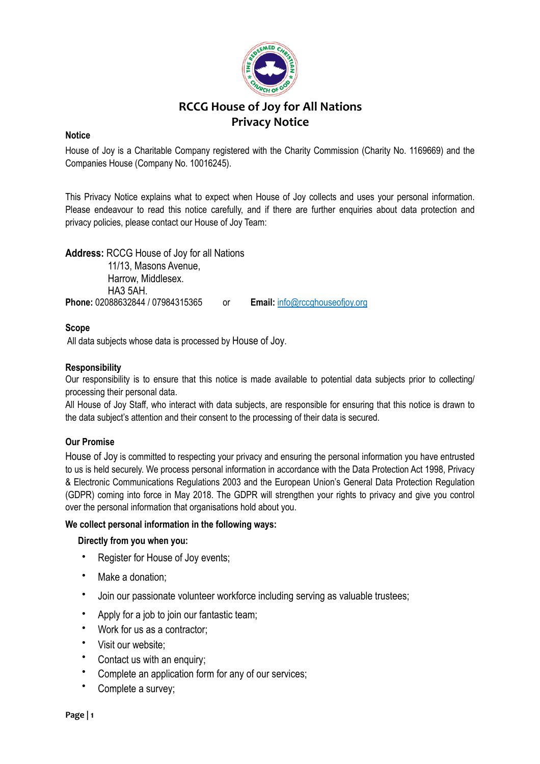# RCCG House of Joy for All Nations
## Privacy Notice

### Notice

House of Joy is a Charitable Company registered with the Charity Commission (Charity No. 1169669) and the Companies House (Company No. 10016245).

This Privacy Notice explains what to expect when House of Joy collects and uses your personal information. Please endeavour to read this notice carefully, and if there are further enquiries about data protection and privacy policies, please contact our House of Joy Team:

**Address:** RCCG House of Joy for all Nations
11/13, Masons Avenue,
Harrow, Middlesex.
HA3 5AH.
**Phone:** 02088632844 / 07984315365 or **Email:** info@rccghouseofjoy.org

### Scope

All data subjects whose data is processed by House of Joy.

### Responsibility

Our responsibility is to ensure that this notice is made available to potential data subjects prior to collecting/ processing their personal data.

All House of Joy Staff, who interact with data subjects, are responsible for ensuring that this notice is drawn to the data subject's attention and their consent to the processing of their data is secured.

### Our Promise

House of Joy is committed to respecting your privacy and ensuring the personal information you have entrusted to us is held securely. We process personal information in accordance with the Data Protection Act 1998, Privacy & Electronic Communications Regulations 2003 and the European Union's General Data Protection Regulation (GDPR) coming into force in May 2018. The GDPR will strengthen your rights to privacy and give you control over the personal information that organisations hold about you.

**We collect personal information in the following ways:**

**Directly from you when you:**

- Register for House of Joy events;
- Make a donation;
- Join our passionate volunteer workforce including serving as valuable trustees;
- Apply for a job to join our fantastic team;
- Work for us as a contractor;
- Visit our website;
- Contact us with an enquiry;
- Complete an application form for any of our services;
- Complete a survey;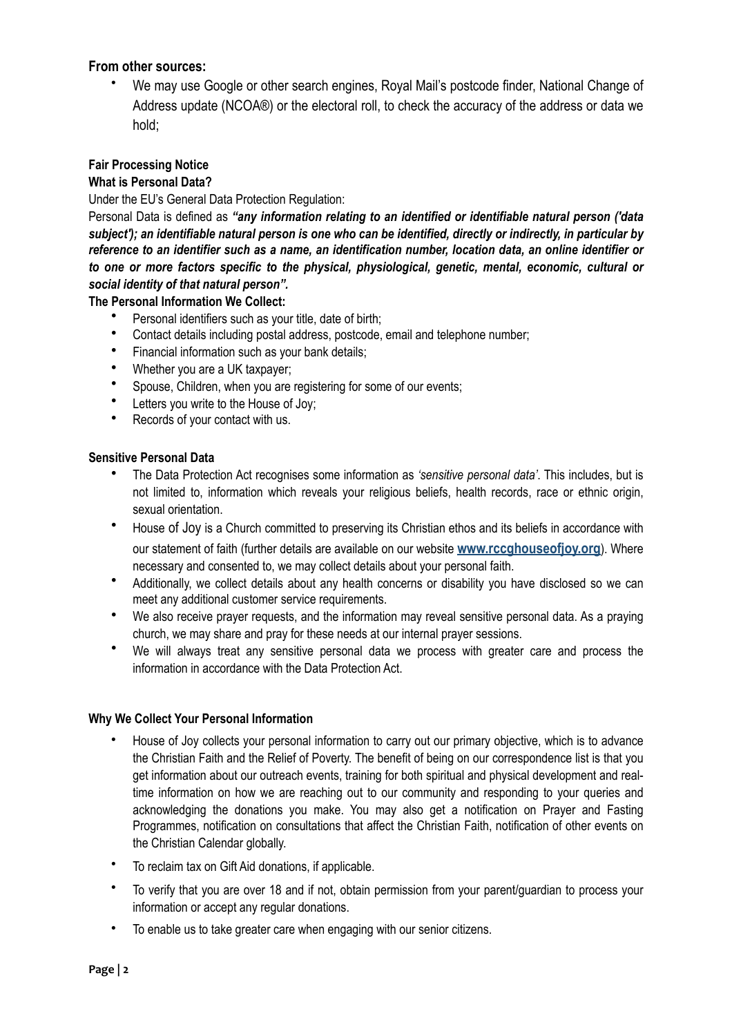**From other sources:**

- We may use Google or other search engines, Royal Mail's postcode finder, National Change of Address update (NCOA®) or the electoral roll, to check the accuracy of the address or data we hold;

**Fair Processing Notice**

**What is Personal Data?**

Under the EU's General Data Protection Regulation:

Personal Data is defined as ***"any information relating to an identified or identifiable natural person ('data subject'); an identifiable natural person is one who can be identified, directly or indirectly, in particular by reference to an identifier such as a name, an identification number, location data, an online identifier or to one or more factors specific to the physical, physiological, genetic, mental, economic, cultural or social identity of that natural person".***

**The Personal Information We Collect:**

- Personal identifiers such as your title, date of birth;
- Contact details including postal address, postcode, email and telephone number;
- Financial information such as your bank details;
- Whether you are a UK taxpayer;
- Spouse, Children, when you are registering for some of our events;
- Letters you write to the House of Joy;
- Records of your contact with us.

**Sensitive Personal Data**

- The Data Protection Act recognises some information as *'sensitive personal data'*. This includes, but is not limited to, information which reveals your religious beliefs, health records, race or ethnic origin, sexual orientation.
- House of Joy is a Church committed to preserving its Christian ethos and its beliefs in accordance with our statement of faith (further details are available on our website **www.rccghouseofjoy.org**). Where necessary and consented to, we may collect details about your personal faith.
- Additionally, we collect details about any health concerns or disability you have disclosed so we can meet any additional customer service requirements.
- We also receive prayer requests, and the information may reveal sensitive personal data. As a praying church, we may share and pray for these needs at our internal prayer sessions.
- We will always treat any sensitive personal data we process with greater care and process the information in accordance with the Data Protection Act.

**Why We Collect Your Personal Information**

- House of Joy collects your personal information to carry out our primary objective, which is to advance the Christian Faith and the Relief of Poverty. The benefit of being on our correspondence list is that you get information about our outreach events, training for both spiritual and physical development and real-time information on how we are reaching out to our community and responding to your queries and acknowledging the donations you make. You may also get a notification on Prayer and Fasting Programmes, notification on consultations that affect the Christian Faith, notification of other events on the Christian Calendar globally.
- To reclaim tax on Gift Aid donations, if applicable.
- To verify that you are over 18 and if not, obtain permission from your parent/guardian to process your information or accept any regular donations.
- To enable us to take greater care when engaging with our senior citizens.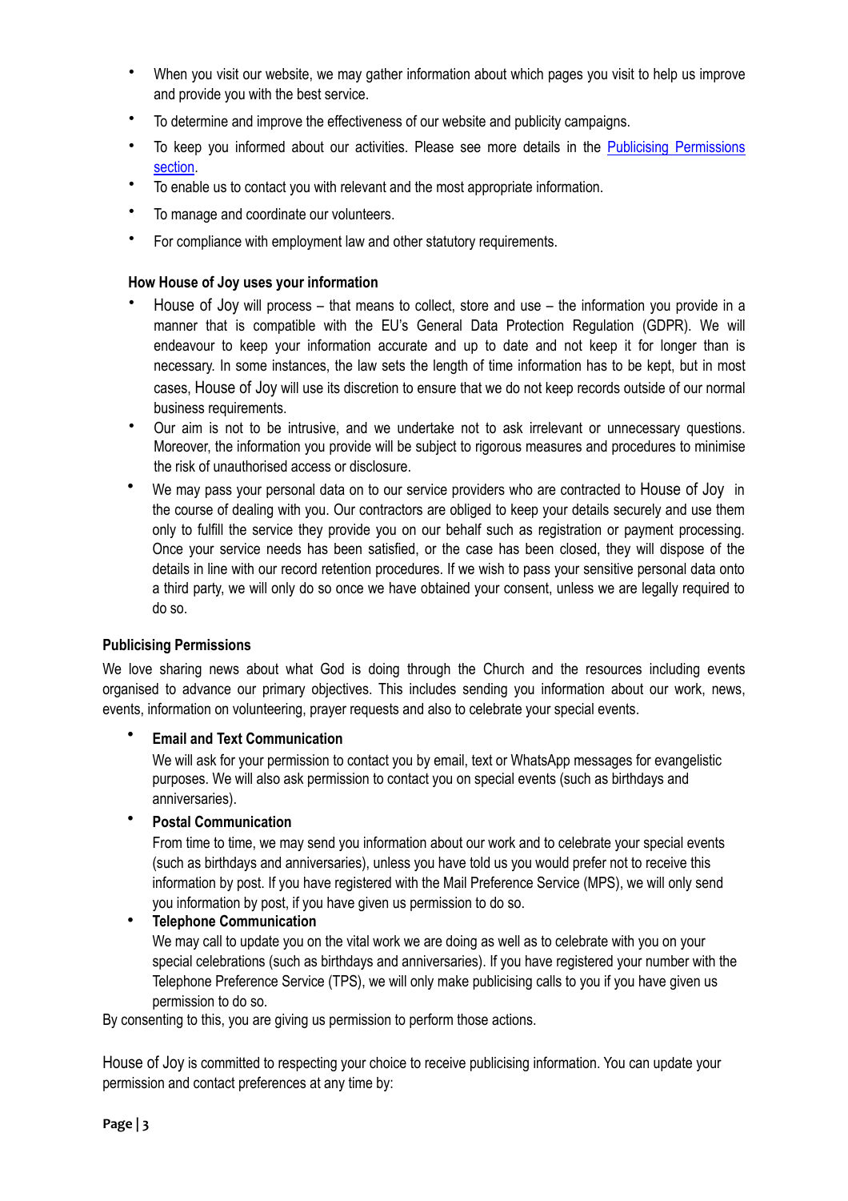- When you visit our website, we may gather information about which pages you visit to help us improve and provide you with the best service.
- To determine and improve the effectiveness of our website and publicity campaigns.
- To keep you informed about our activities. Please see more details in the Publicising Permissions section.
- To enable us to contact you with relevant and the most appropriate information.
- To manage and coordinate our volunteers.
- For compliance with employment law and other statutory requirements.

**How House of Joy uses your information**

- House of Joy will process – that means to collect, store and use – the information you provide in a manner that is compatible with the EU's General Data Protection Regulation (GDPR). We will endeavour to keep your information accurate and up to date and not keep it for longer than is necessary. In some instances, the law sets the length of time information has to be kept, but in most cases, House of Joy will use its discretion to ensure that we do not keep records outside of our normal business requirements.
- Our aim is not to be intrusive, and we undertake not to ask irrelevant or unnecessary questions. Moreover, the information you provide will be subject to rigorous measures and procedures to minimise the risk of unauthorised access or disclosure.
- We may pass your personal data on to our service providers who are contracted to House of Joy in the course of dealing with you. Our contractors are obliged to keep your details securely and use them only to fulfill the service they provide you on our behalf such as registration or payment processing. Once your service needs has been satisfied, or the case has been closed, they will dispose of the details in line with our record retention procedures. If we wish to pass your sensitive personal data onto a third party, we will only do so once we have obtained your consent, unless we are legally required to do so.

**Publicising Permissions**

We love sharing news about what God is doing through the Church and the resources including events organised to advance our primary objectives. This includes sending you information about our work, news, events, information on volunteering, prayer requests and also to celebrate your special events.

- **Email and Text Communication**
  We will ask for your permission to contact you by email, text or WhatsApp messages for evangelistic purposes. We will also ask permission to contact you on special events (such as birthdays and anniversaries).
- **Postal Communication**
  From time to time, we may send you information about our work and to celebrate your special events (such as birthdays and anniversaries), unless you have told us you would prefer not to receive this information by post. If you have registered with the Mail Preference Service (MPS), we will only send you information by post, if you have given us permission to do so.
- **Telephone Communication**
  We may call to update you on the vital work we are doing as well as to celebrate with you on your special celebrations (such as birthdays and anniversaries). If you have registered your number with the Telephone Preference Service (TPS), we will only make publicising calls to you if you have given us permission to do so.

By consenting to this, you are giving us permission to perform those actions.

House of Joy is committed to respecting your choice to receive publicising information. You can update your permission and contact preferences at any time by: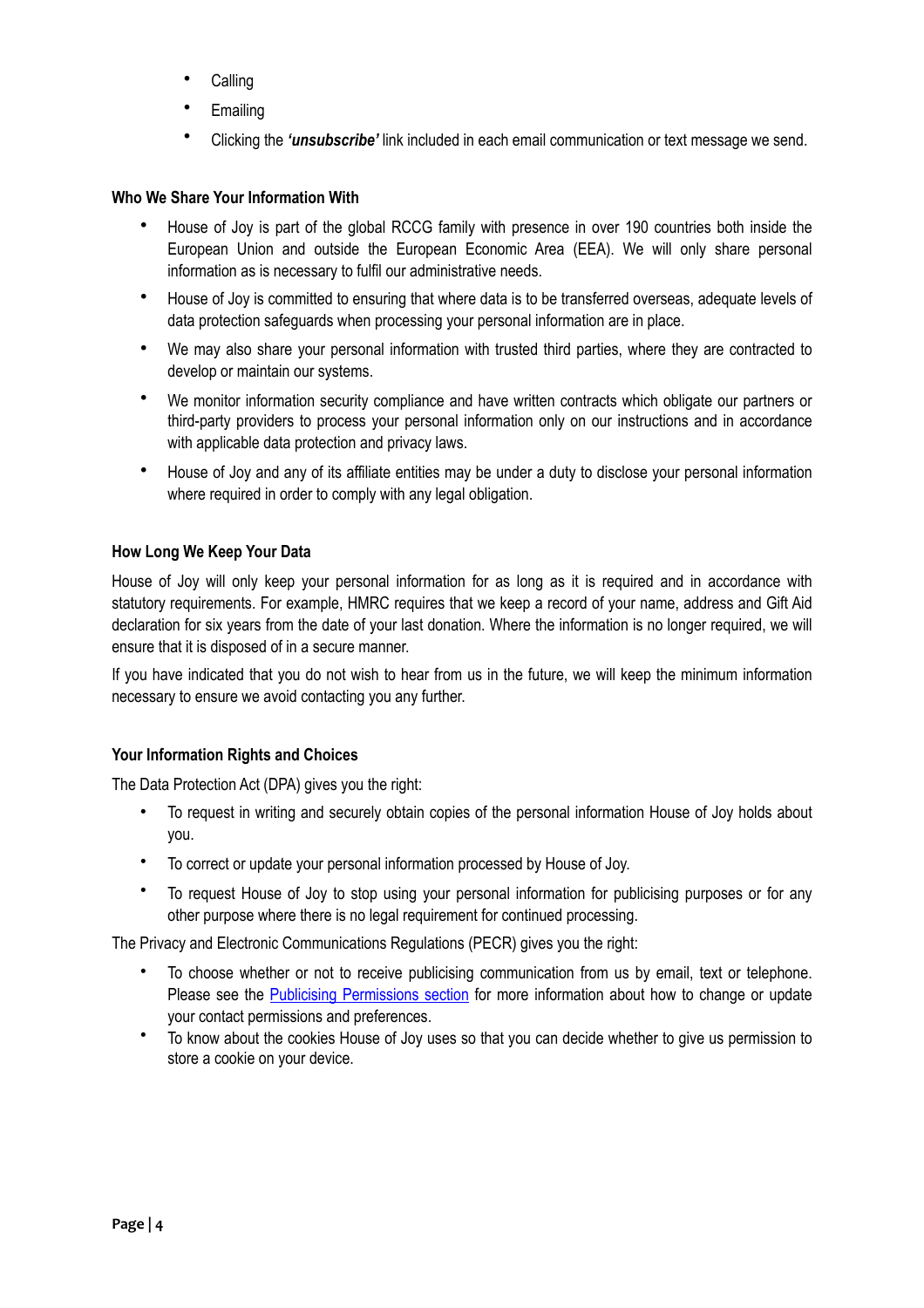- Calling
- Emailing
- Clicking the ***'unsubscribe'*** link included in each email communication or text message we send.

**Who We Share Your Information With**

- House of Joy is part of the global RCCG family with presence in over 190 countries both inside the European Union and outside the European Economic Area (EEA). We will only share personal information as is necessary to fulfil our administrative needs.
- House of Joy is committed to ensuring that where data is to be transferred overseas, adequate levels of data protection safeguards when processing your personal information are in place.
- We may also share your personal information with trusted third parties, where they are contracted to develop or maintain our systems.
- We monitor information security compliance and have written contracts which obligate our partners or third-party providers to process your personal information only on our instructions and in accordance with applicable data protection and privacy laws.
- House of Joy and any of its affiliate entities may be under a duty to disclose your personal information where required in order to comply with any legal obligation.

**How Long We Keep Your Data**

House of Joy will only keep your personal information for as long as it is required and in accordance with statutory requirements. For example, HMRC requires that we keep a record of your name, address and Gift Aid declaration for six years from the date of your last donation. Where the information is no longer required, we will ensure that it is disposed of in a secure manner.

If you have indicated that you do not wish to hear from us in the future, we will keep the minimum information necessary to ensure we avoid contacting you any further.

**Your Information Rights and Choices**

The Data Protection Act (DPA) gives you the right:

- To request in writing and securely obtain copies of the personal information House of Joy holds about you.
- To correct or update your personal information processed by House of Joy.
- To request House of Joy to stop using your personal information for publicising purposes or for any other purpose where there is no legal requirement for continued processing.

The Privacy and Electronic Communications Regulations (PECR) gives you the right:

- To choose whether or not to receive publicising communication from us by email, text or telephone. Please see the Publicising Permissions section for more information about how to change or update your contact permissions and preferences.
- To know about the cookies House of Joy uses so that you can decide whether to give us permission to store a cookie on your device.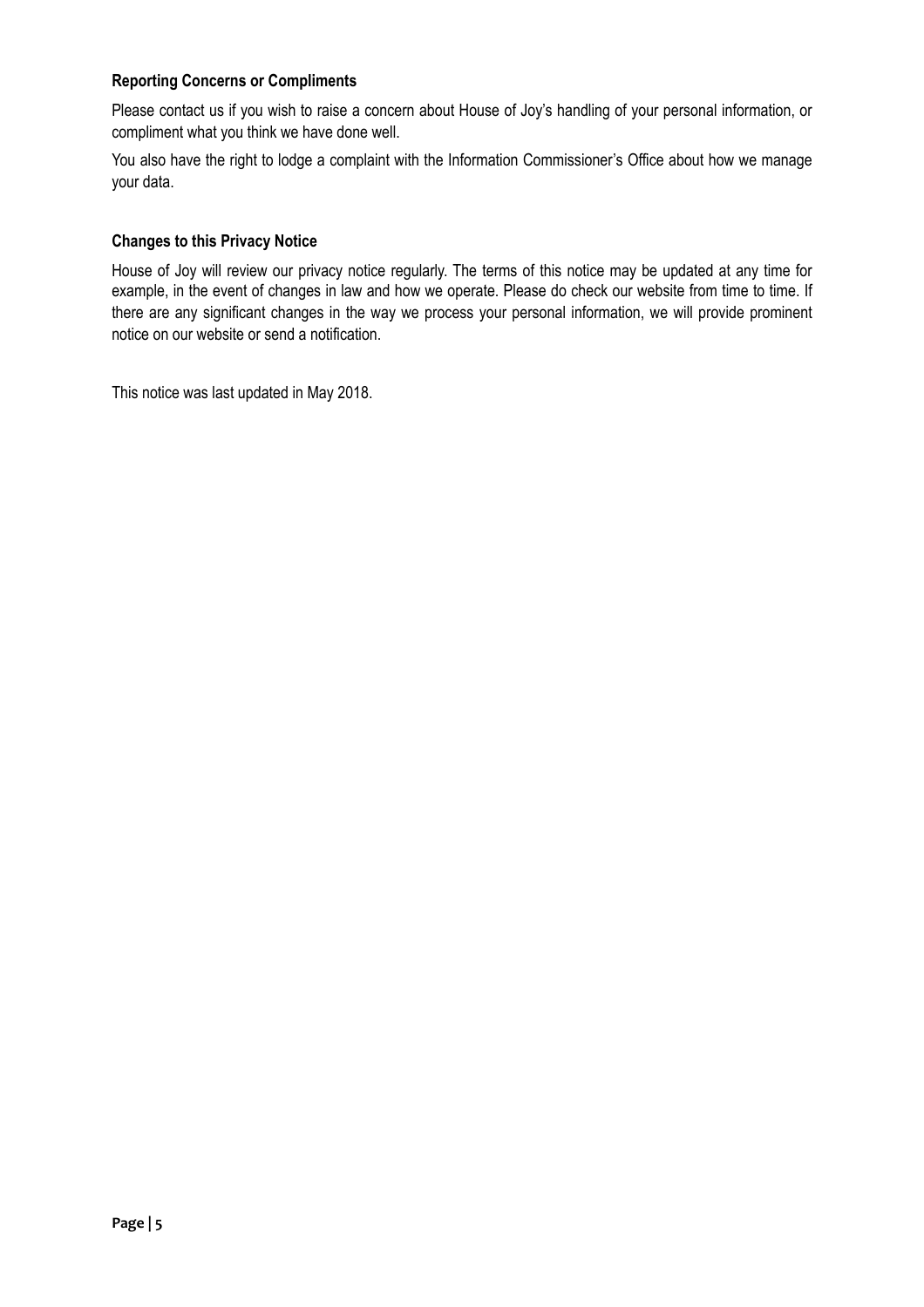**Reporting Concerns or Compliments**

Please contact us if you wish to raise a concern about House of Joy's handling of your personal information, or compliment what you think we have done well.

You also have the right to lodge a complaint with the Information Commissioner's Office about how we manage your data.

**Changes to this Privacy Notice**

House of Joy will review our privacy notice regularly. The terms of this notice may be updated at any time for example, in the event of changes in law and how we operate. Please do check our website from time to time. If there are any significant changes in the way we process your personal information, we will provide prominent notice on our website or send a notification.

This notice was last updated in May 2018.